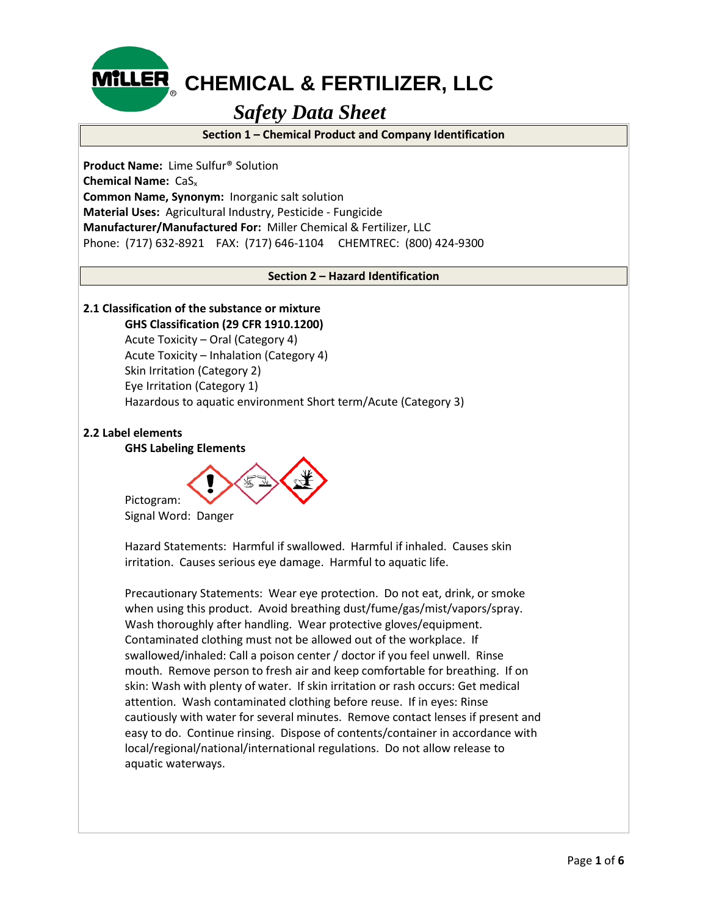# MiLLER CHEMICAL & FERTILIZER, LLC

## *Safety Data Sheet*

### Section 1 – Chemical Product and Company Identification

**Product Name:** Lime Sulfur® Solution
**Chemical Name:** $CaS_x$
**Common Name, Synonym:** Inorganic salt solution
**Material Uses:** Agricultural Industry, Pesticide - Fungicide
**Manufacturer/Manufactured For:** Miller Chemical & Fertilizer, LLC
Phone: (717) 632-8921 FAX: (717) 646-1104 CHEMTREC: (800) 424-9300

### Section 2 – Hazard Identification

**2.1 Classification of the substance or mixture**

**GHS Classification (29 CFR 1910.1200)**
Acute Toxicity – Oral (Category 4)
Acute Toxicity – Inhalation (Category 4)
Skin Irritation (Category 2)
Eye Irritation (Category 1)
Hazardous to aquatic environment Short term/Acute (Category 3)

**2.2 Label elements**

**GHS Labeling Elements**

Pictogram:
Signal Word: Danger

Hazard Statements: Harmful if swallowed. Harmful if inhaled. Causes skin irritation. Causes serious eye damage. Harmful to aquatic life.

Precautionary Statements: Wear eye protection. Do not eat, drink, or smoke when using this product. Avoid breathing dust/fume/gas/mist/vapors/spray. Wash thoroughly after handling. Wear protective gloves/equipment. Contaminated clothing must not be allowed out of the workplace. If swallowed/inhaled: Call a poison center / doctor if you feel unwell. Rinse mouth. Remove person to fresh air and keep comfortable for breathing. If on skin: Wash with plenty of water. If skin irritation or rash occurs: Get medical attention. Wash contaminated clothing before reuse. If in eyes: Rinse cautiously with water for several minutes. Remove contact lenses if present and easy to do. Continue rinsing. Dispose of contents/container in accordance with local/regional/national/international regulations. Do not allow release to aquatic waterways.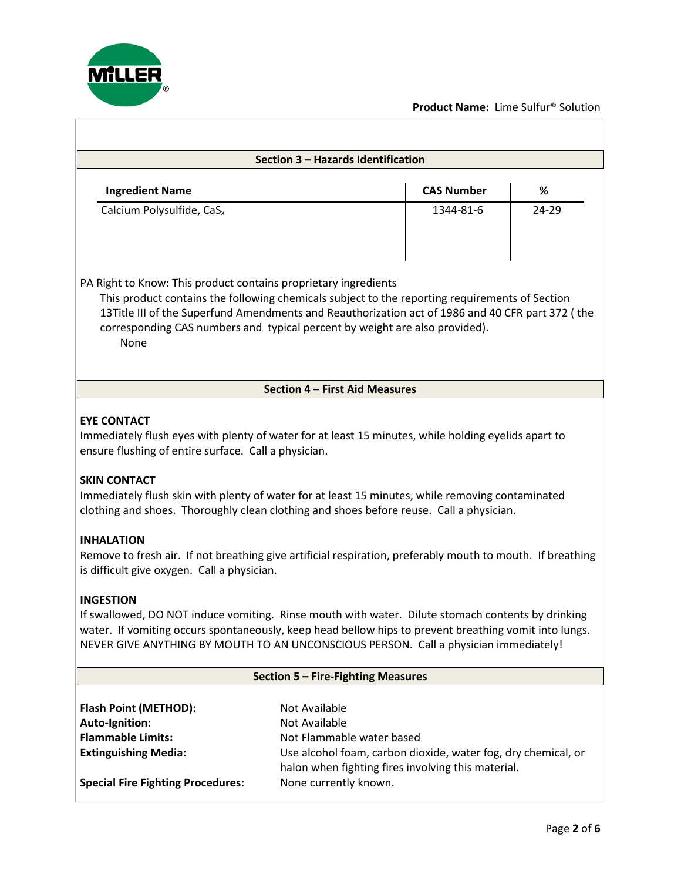**Product Name:** Lime Sulfur® Solution

## Section 3 – Hazards Identification

| Ingredient Name | CAS Number | % |
|---|---|---|
| Calcium Polysulfide, $CaS_x$ | 1344-81-6 | 24-29 |

PA Right to Know: This product contains proprietary ingredients

This product contains the following chemicals subject to the reporting requirements of Section 13Title III of the Superfund Amendments and Reauthorization act of 1986 and 40 CFR part 372 ( the corresponding CAS numbers and typical percent by weight are also provided).

None

## Section 4 – First Aid Measures

**EYE CONTACT**

Immediately flush eyes with plenty of water for at least 15 minutes, while holding eyelids apart to ensure flushing of entire surface. Call a physician.

**SKIN CONTACT**

Immediately flush skin with plenty of water for at least 15 minutes, while removing contaminated clothing and shoes. Thoroughly clean clothing and shoes before reuse. Call a physician.

**INHALATION**

Remove to fresh air. If not breathing give artificial respiration, preferably mouth to mouth. If breathing is difficult give oxygen. Call a physician.

**INGESTION**

If swallowed, DO NOT induce vomiting. Rinse mouth with water. Dilute stomach contents by drinking water. If vomiting occurs spontaneously, keep head bellow hips to prevent breathing vomit into lungs. NEVER GIVE ANYTHING BY MOUTH TO AN UNCONSCIOUS PERSON. Call a physician immediately!

## Section 5 – Fire-Fighting Measures

| | |
|---|---|
| **Flash Point (METHOD):** | Not Available |
| **Auto-Ignition:** | Not Available |
| **Flammable Limits:** | Not Flammable water based |
| **Extinguishing Media:** | Use alcohol foam, carbon dioxide, water fog, dry chemical, or halon when fighting fires involving this material. |
| **Special Fire Fighting Procedures:** | None currently known. |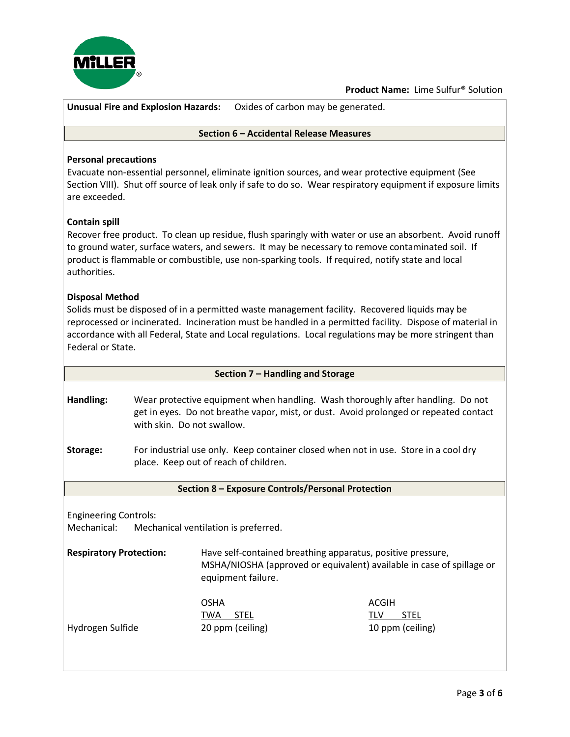**Unusual Fire and Explosion Hazards:** Oxides of carbon may be generated.

## Section 6 – Accidental Release Measures

**Personal precautions**

Evacuate non-essential personnel, eliminate ignition sources, and wear protective equipment (See Section VIII). Shut off source of leak only if safe to do so. Wear respiratory equipment if exposure limits are exceeded.

**Contain spill**

Recover free product. To clean up residue, flush sparingly with water or use an absorbent. Avoid runoff to ground water, surface waters, and sewers. It may be necessary to remove contaminated soil. If product is flammable or combustible, use non-sparking tools. If required, notify state and local authorities.

**Disposal Method**

Solids must be disposed of in a permitted waste management facility. Recovered liquids may be reprocessed or incinerated. Incineration must be handled in a permitted facility. Dispose of material in accordance with all Federal, State and Local regulations. Local regulations may be more stringent than Federal or State.

## Section 7 – Handling and Storage

**Handling:** Wear protective equipment when handling. Wash thoroughly after handling. Do not get in eyes. Do not breathe vapor, mist, or dust. Avoid prolonged or repeated contact with skin. Do not swallow.

**Storage:** For industrial use only. Keep container closed when not in use. Store in a cool dry place. Keep out of reach of children.

## Section 8 – Exposure Controls/Personal Protection

Engineering Controls:
Mechanical: Mechanical ventilation is preferred.

**Respiratory Protection:** Have self-contained breathing apparatus, positive pressure, MSHA/NIOSHA (approved or equivalent) available in case of spillage or equipment failure.

| | OSHA | | ACGIH | |
|---|---|---|---|---|
| | TWA | STEL | TLV | STEL |
| Hydrogen Sulfide | 20 ppm (ceiling) | | 10 ppm (ceiling) | |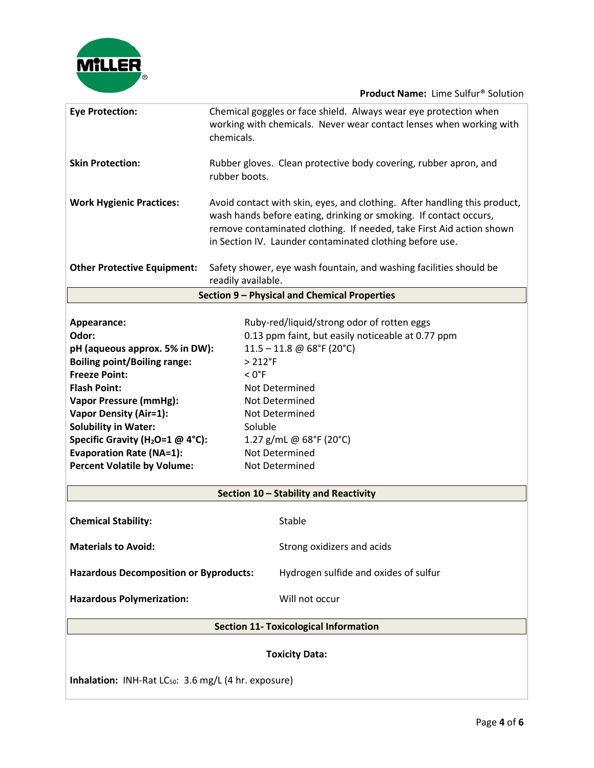| | |
|---|---|
| **Eye Protection:** | Chemical goggles or face shield. Always wear eye protection when working with chemicals. Never wear contact lenses when working with chemicals. |
| **Skin Protection:** | Rubber gloves. Clean protective body covering, rubber apron, and rubber boots. |
| **Work Hygienic Practices:** | Avoid contact with skin, eyes, and clothing. After handling this product, wash hands before eating, drinking or smoking. If contact occurs, remove contaminated clothing. If needed, take First Aid action shown in Section IV. Launder contaminated clothing before use. |
| **Other Protective Equipment:** | Safety shower, eye wash fountain, and washing facilities should be readily available. |

## Section 9 – Physical and Chemical Properties

| | |
|---|---|
| **Appearance:** | Ruby-red/liquid/strong odor of rotten eggs |
| **Odor:** | 0.13 ppm faint, but easily noticeable at 0.77 ppm |
| **pH (aqueous approx. 5% in DW):** | 11.5 – 11.8 @ 68°F (20°C) |
| **Boiling point/Boiling range:** | > 212°F |
| **Freeze Point:** | < 0°F |
| **Flash Point:** | Not Determined |
| **Vapor Pressure (mmHg):** | Not Determined |
| **Vapor Density (Air=1):** | Not Determined |
| **Solubility in Water:** | Soluble |
| **Specific Gravity ($H_2O$=1 @ 4°C):** | 1.27 g/mL @ 68°F (20°C) |
| **Evaporation Rate (NA=1):** | Not Determined |
| **Percent Volatile by Volume:** | Not Determined |

## Section 10 – Stability and Reactivity

| | |
|---|---|
| **Chemical Stability:** | Stable |
| **Materials to Avoid:** | Strong oxidizers and acids |
| **Hazardous Decomposition or Byproducts:** | Hydrogen sulfide and oxides of sulfur |
| **Hazardous Polymerization:** | Will not occur |

## Section 11- Toxicological Information

**Toxicity Data:**

**Inhalation:** INH-Rat $LC_{50}$: 3.6 mg/L (4 hr. exposure)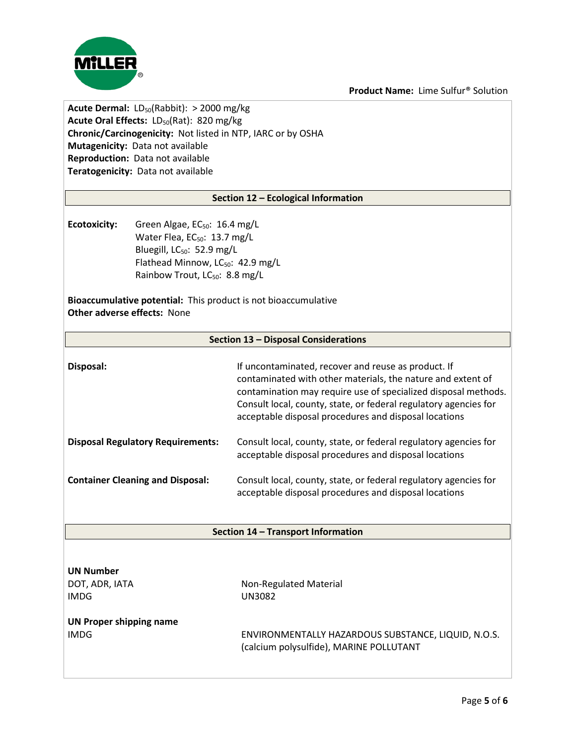**Acute Dermal:** $LD_{50}$(Rabbit): > 2000 mg/kg
**Acute Oral Effects:** $LD_{50}$(Rat): 820 mg/kg
**Chronic/Carcinogenicity:** Not listed in NTP, IARC or by OSHA
**Mutagenicity:** Data not available
**Reproduction:** Data not available
**Teratogenicity:** Data not available

## Section 12 – Ecological Information

**Ecotoxicity:**
- Green Algae, $EC_{50}$: 16.4 mg/L
- Water Flea, $EC_{50}$: 13.7 mg/L
- Bluegill, $LC_{50}$: 52.9 mg/L
- Flathead Minnow, $LC_{50}$: 42.9 mg/L
- Rainbow Trout, $LC_{50}$: 8.8 mg/L

**Bioaccumulative potential:** This product is not bioaccumulative
**Other adverse effects:** None

## Section 13 – Disposal Considerations

| | |
|---|---|
| **Disposal:** | If uncontaminated, recover and reuse as product. If contaminated with other materials, the nature and extent of contamination may require use of specialized disposal methods. Consult local, county, state, or federal regulatory agencies for acceptable disposal procedures and disposal locations |
| **Disposal Regulatory Requirements:** | Consult local, county, state, or federal regulatory agencies for acceptable disposal procedures and disposal locations |
| **Container Cleaning and Disposal:** | Consult local, county, state, or federal regulatory agencies for acceptable disposal procedures and disposal locations |

## Section 14 – Transport Information

**UN Number**

| | |
|---|---|
| DOT, ADR, IATA | Non-Regulated Material |
| IMDG | UN3082 |

**UN Proper shipping name**

| | |
|---|---|
| IMDG | ENVIRONMENTALLY HAZARDOUS SUBSTANCE, LIQUID, N.O.S. (calcium polysulfide), MARINE POLLUTANT |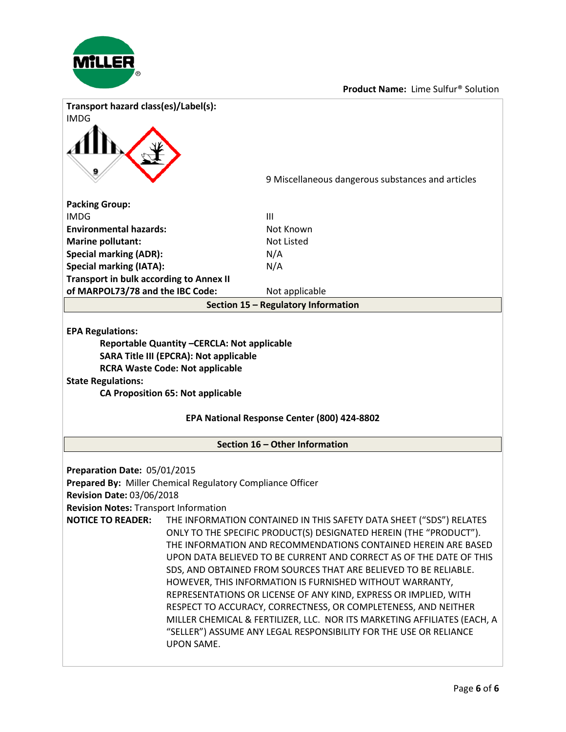**Product Name:** Lime Sulfur® Solution

**Transport hazard class(es)/Label(s):**

IMDG

9 Miscellaneous dangerous substances and articles

| | |
|---|---|
| **Packing Group:** | |
| IMDG | III |
| **Environmental hazards:** | Not Known |
| **Marine pollutant:** | Not Listed |
| **Special marking (ADR):** | N/A |
| **Special marking (IATA):** | N/A |
| **Transport in bulk according to Annex II of MARPOL73/78 and the IBC Code:** | Not applicable |

## Section 15 – Regulatory Information

**EPA Regulations:**

- **Reportable Quantity –CERCLA: Not applicable**
- **SARA Title III (EPCRA): Not applicable**
- **RCRA Waste Code: Not applicable**

**State Regulations:**

- **CA Proposition 65: Not applicable**

**EPA National Response Center (800) 424-8802**

## Section 16 – Other Information

**Preparation Date:** 05/01/2015

**Prepared By:** Miller Chemical Regulatory Compliance Officer

**Revision Date:** 03/06/2018

**Revision Notes:** Transport Information

**NOTICE TO READER:** THE INFORMATION CONTAINED IN THIS SAFETY DATA SHEET ("SDS") RELATES ONLY TO THE SPECIFIC PRODUCT(S) DESIGNATED HEREIN (THE "PRODUCT"). THE INFORMATION AND RECOMMENDATIONS CONTAINED HEREIN ARE BASED UPON DATA BELIEVED TO BE CURRENT AND CORRECT AS OF THE DATE OF THIS SDS, AND OBTAINED FROM SOURCES THAT ARE BELIEVED TO BE RELIABLE. HOWEVER, THIS INFORMATION IS FURNISHED WITHOUT WARRANTY, REPRESENTATIONS OR LICENSE OF ANY KIND, EXPRESS OR IMPLIED, WITH RESPECT TO ACCURACY, CORRECTNESS, OR COMPLETENESS, AND NEITHER MILLER CHEMICAL & FERTILIZER, LLC. NOR ITS MARKETING AFFILIATES (EACH, A "SELLER") ASSUME ANY LEGAL RESPONSIBILITY FOR THE USE OR RELIANCE UPON SAME.